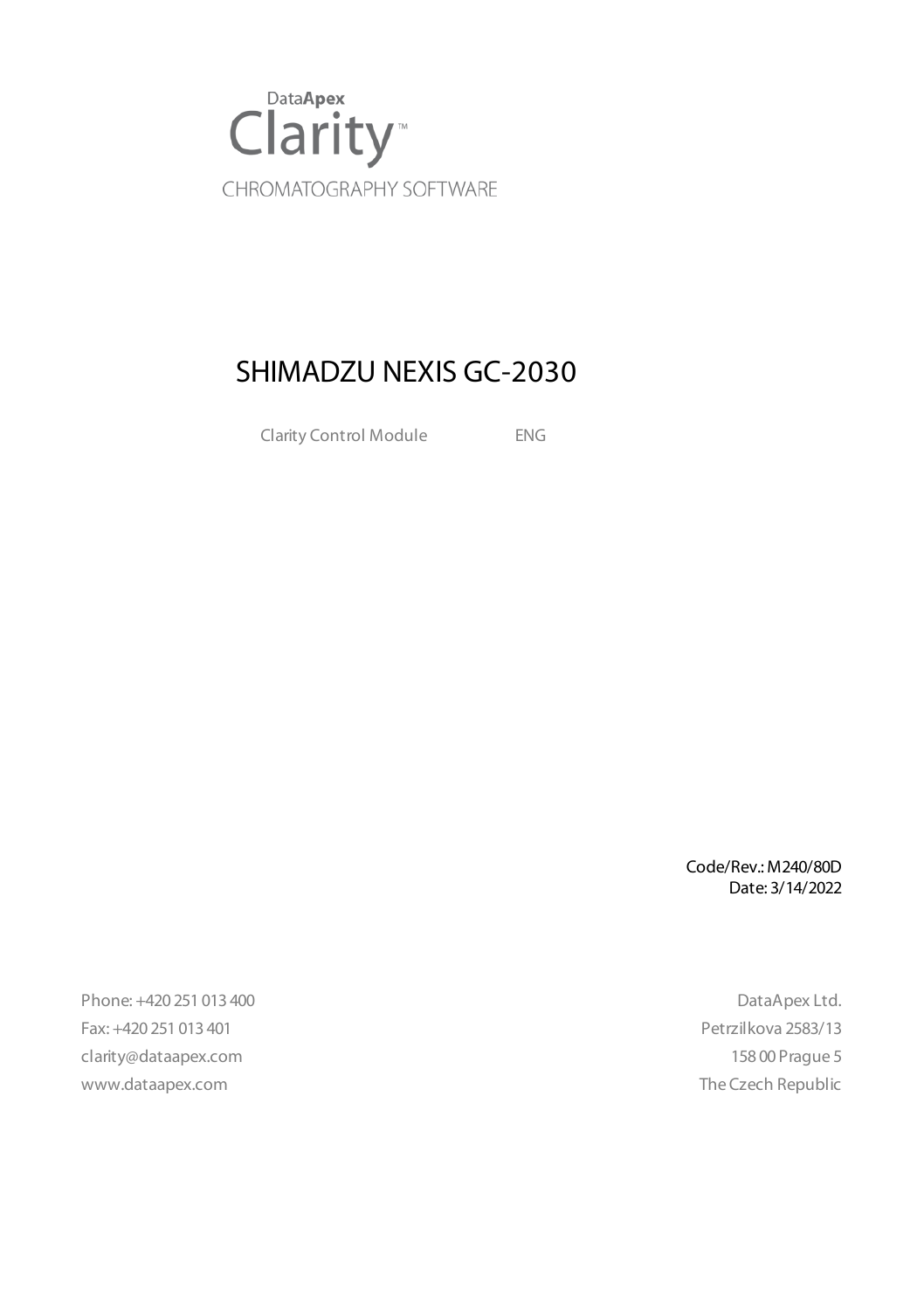DataApex

# Clarity™

CHROMATOGRAPHY SOFTWARE

# SHIMADZU NEXIS GC-2030

Clarity Control Module ENG

Code/Rev.: M240/80D
Date: 3/14/2022

Phone: +420 251 013 400
Fax: +420 251 013 401
clarity@dataapex.com
www.dataapex.com

DataApex Ltd.
Petrzilkova 2583/13
158 00 Prague 5
The Czech Republic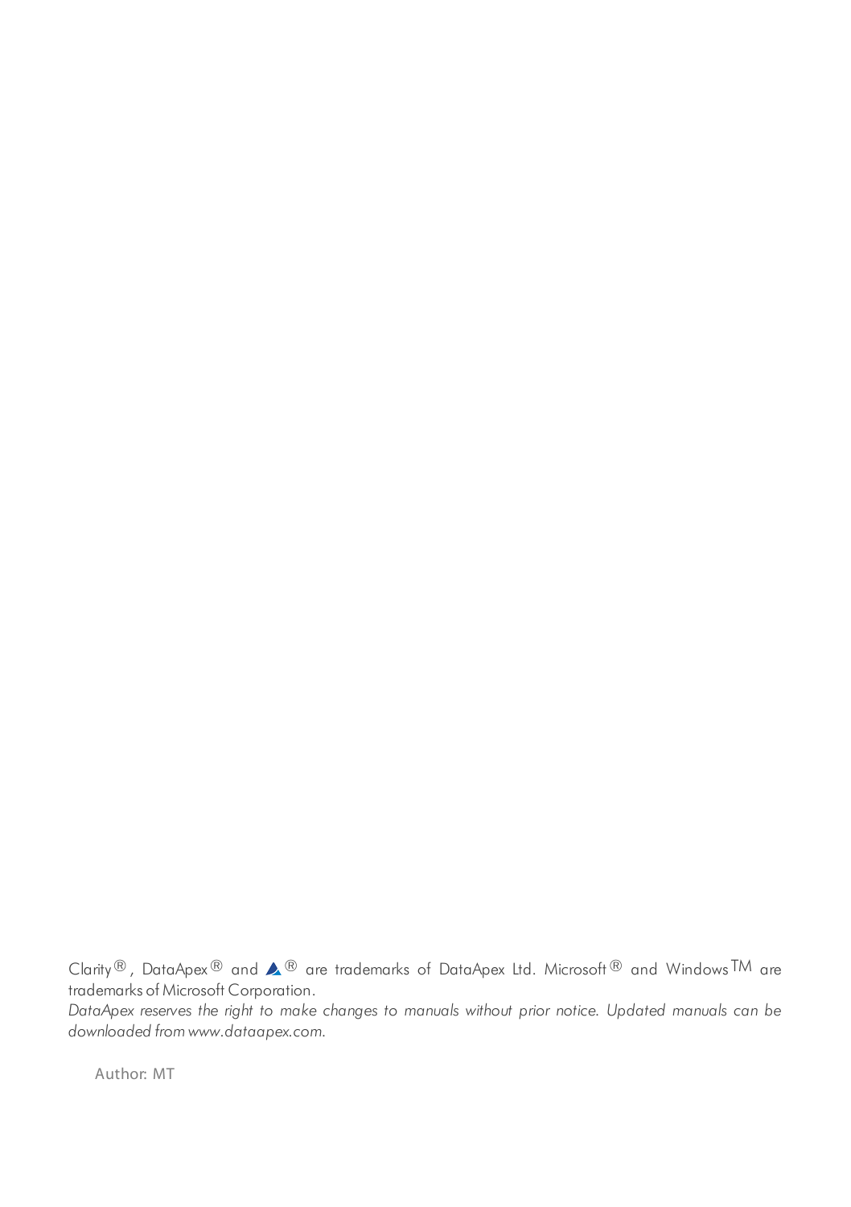Clarity®, DataApex® and ▲® are trademarks of DataApex Ltd. Microsoft® and Windows™ are trademarks of Microsoft Corporation.

*DataApex reserves the right to make changes to manuals without prior notice. Updated manuals can be downloaded from www.dataapex.com.*

Author: MT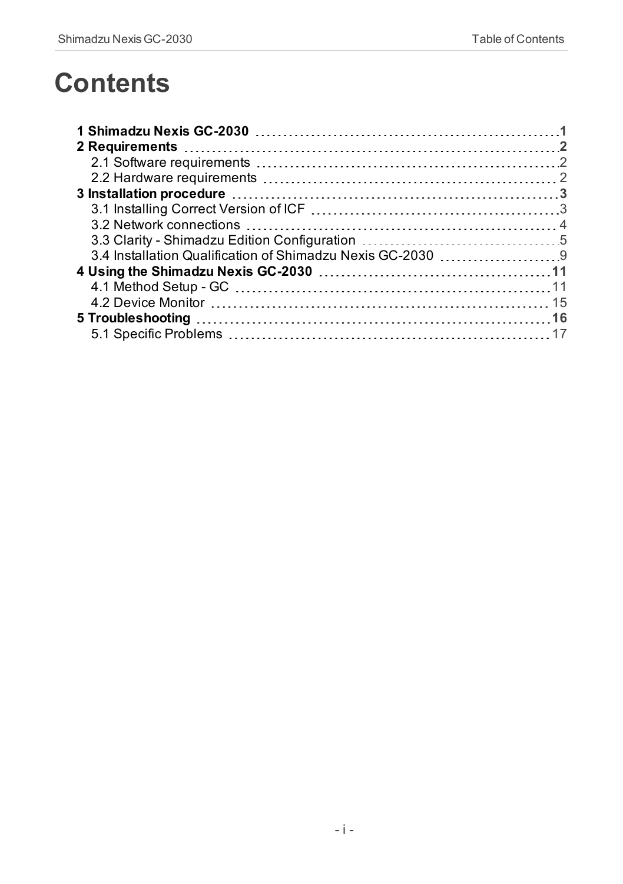# Contents

**1 Shimadzu Nexis GC-2030** .......... **1**

**2 Requirements** .......... **2**

- 2.1 Software requirements .......... 2
- 2.2 Hardware requirements .......... 2

**3 Installation procedure** .......... **3**

- 3.1 Installing Correct Version of ICF .......... 3
- 3.2 Network connections .......... 4
- 3.3 Clarity - Shimadzu Edition Configuration .......... 5
- 3.4 Installation Qualification of Shimadzu Nexis GC-2030 .......... 9

**4 Using the Shimadzu Nexis GC-2030** .......... **11**

- 4.1 Method Setup - GC .......... 11
- 4.2 Device Monitor .......... 15

**5 Troubleshooting** .......... **16**

- 5.1 Specific Problems .......... 17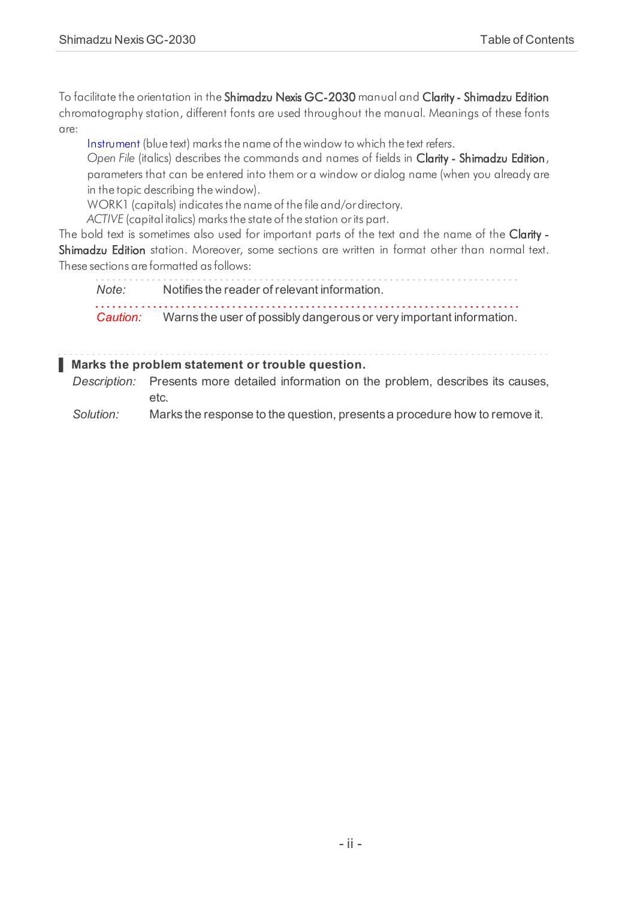To facilitate the orientation in the **Shimadzu Nexis GC-2030** manual and **Clarity - Shimadzu Edition** chromatography station, different fonts are used throughout the manual. Meanings of these fonts are:

Instrument (blue text) marks the name of the window to which the text refers.

*Open File* (italics) describes the commands and names of fields in **Clarity - Shimadzu Edition**, parameters that can be entered into them or a window or dialog name (when you already are in the topic describing the window).

WORK1 (capitals) indicates the name of the file and/or directory.

*ACTIVE* (capital italics) marks the state of the station or its part.

The bold text is sometimes also used for important parts of the text and the name of the **Clarity - Shimadzu Edition** station. Moreover, some sections are written in format other than normal text. These sections are formatted as follows:

*Note:* Notifies the reader of relevant information.

*Caution:* Warns the user of possibly dangerous or very important information.

**Marks the problem statement or trouble question.**

*Description:* Presents more detailed information on the problem, describes its causes, etc.

*Solution:* Marks the response to the question, presents a procedure how to remove it.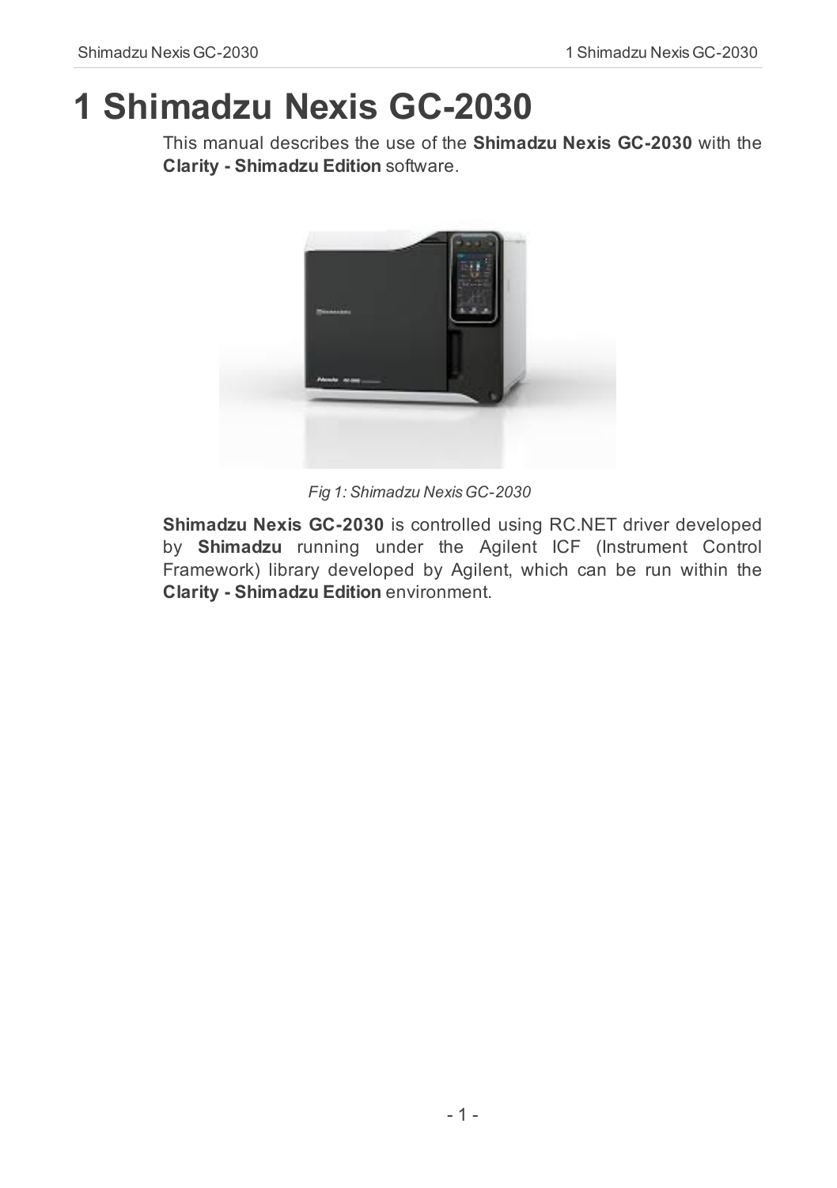# 1 Shimadzu Nexis GC-2030

This manual describes the use of the **Shimadzu Nexis GC-2030** with the **Clarity - Shimadzu Edition** software.

*Fig 1: Shimadzu Nexis GC-2030*

**Shimadzu Nexis GC-2030** is controlled using RC.NET driver developed by **Shimadzu** running under the Agilent ICF (Instrument Control Framework) library developed by Agilent, which can be run within the **Clarity - Shimadzu Edition** environment.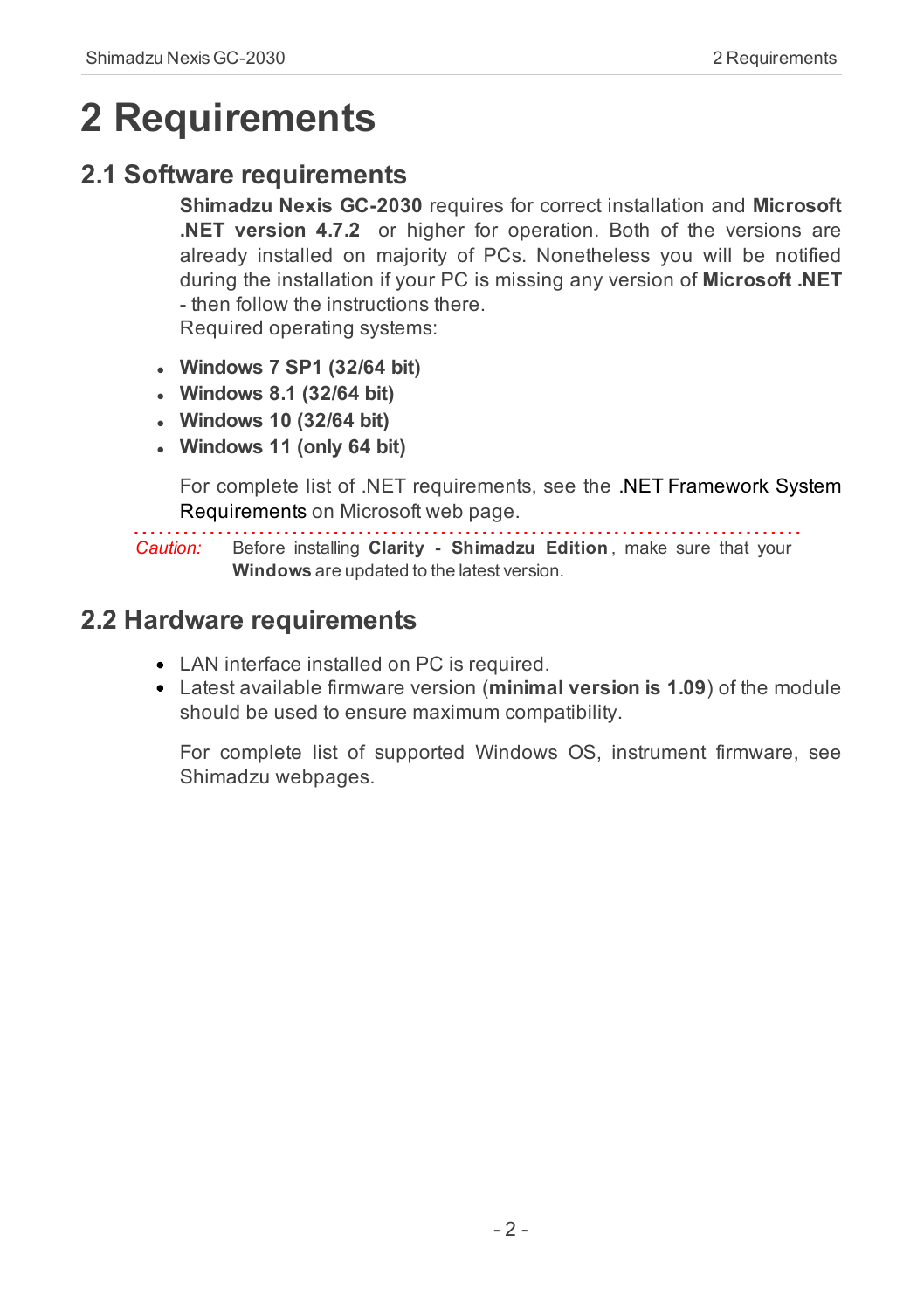# 2 Requirements

## 2.1 Software requirements

**Shimadzu Nexis GC-2030** requires for correct installation and **Microsoft .NET version 4.7.2** or higher for operation. Both of the versions are already installed on majority of PCs. Nonetheless you will be notified during the installation if your PC is missing any version of **Microsoft .NET** - then follow the instructions there.

Required operating systems:

- **Windows 7 SP1 (32/64 bit)**
- **Windows 8.1 (32/64 bit)**
- **Windows 10 (32/64 bit)**
- **Windows 11 (only 64 bit)**

For complete list of .NET requirements, see the .NET Framework System Requirements on Microsoft web page.

*Caution:* Before installing **Clarity - Shimadzu Edition**, make sure that your **Windows** are updated to the latest version.

## 2.2 Hardware requirements

- LAN interface installed on PC is required.
- Latest available firmware version (**minimal version is 1.09**) of the module should be used to ensure maximum compatibility.

For complete list of supported Windows OS, instrument firmware, see Shimadzu webpages.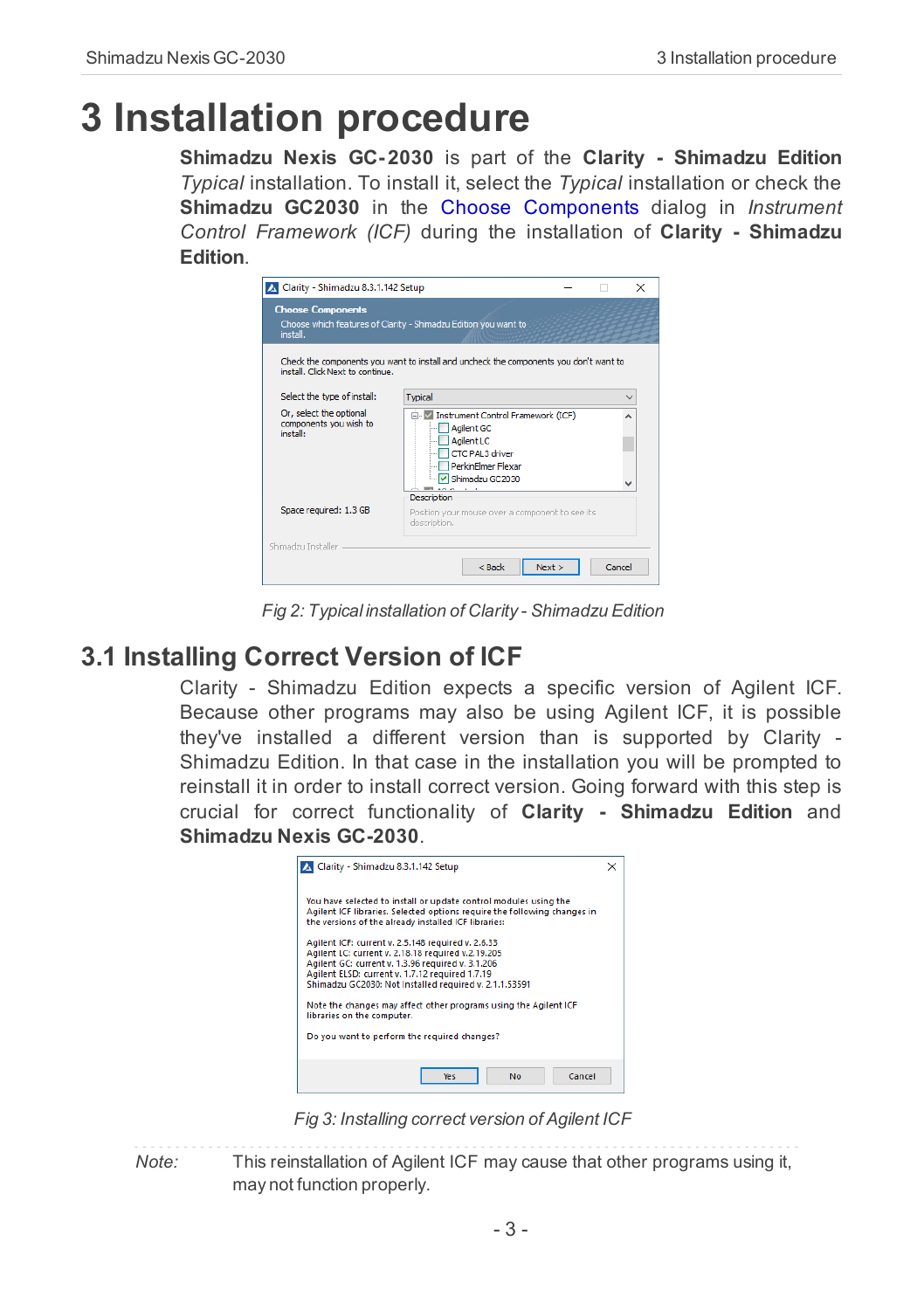# 3 Installation procedure

**Shimadzu Nexis GC-2030** is part of the **Clarity - Shimadzu Edition** *Typical* installation. To install it, select the *Typical* installation or check the **Shimadzu GC2030** in the Choose Components dialog in *Instrument Control Framework (ICF)* during the installation of **Clarity - Shimadzu Edition**.

*Fig 2: Typical installation of Clarity - Shimadzu Edition*

## 3.1 Installing Correct Version of ICF

Clarity - Shimadzu Edition expects a specific version of Agilent ICF. Because other programs may also be using Agilent ICF, it is possible they've installed a different version than is supported by Clarity - Shimadzu Edition. In that case in the installation you will be prompted to reinstall it in order to install correct version. Going forward with this step is crucial for correct functionality of **Clarity - Shimadzu Edition** and **Shimadzu Nexis GC-2030**.

*Fig 3: Installing correct version of Agilent ICF*

*Note:* This reinstallation of Agilent ICF may cause that other programs using it, may not function properly.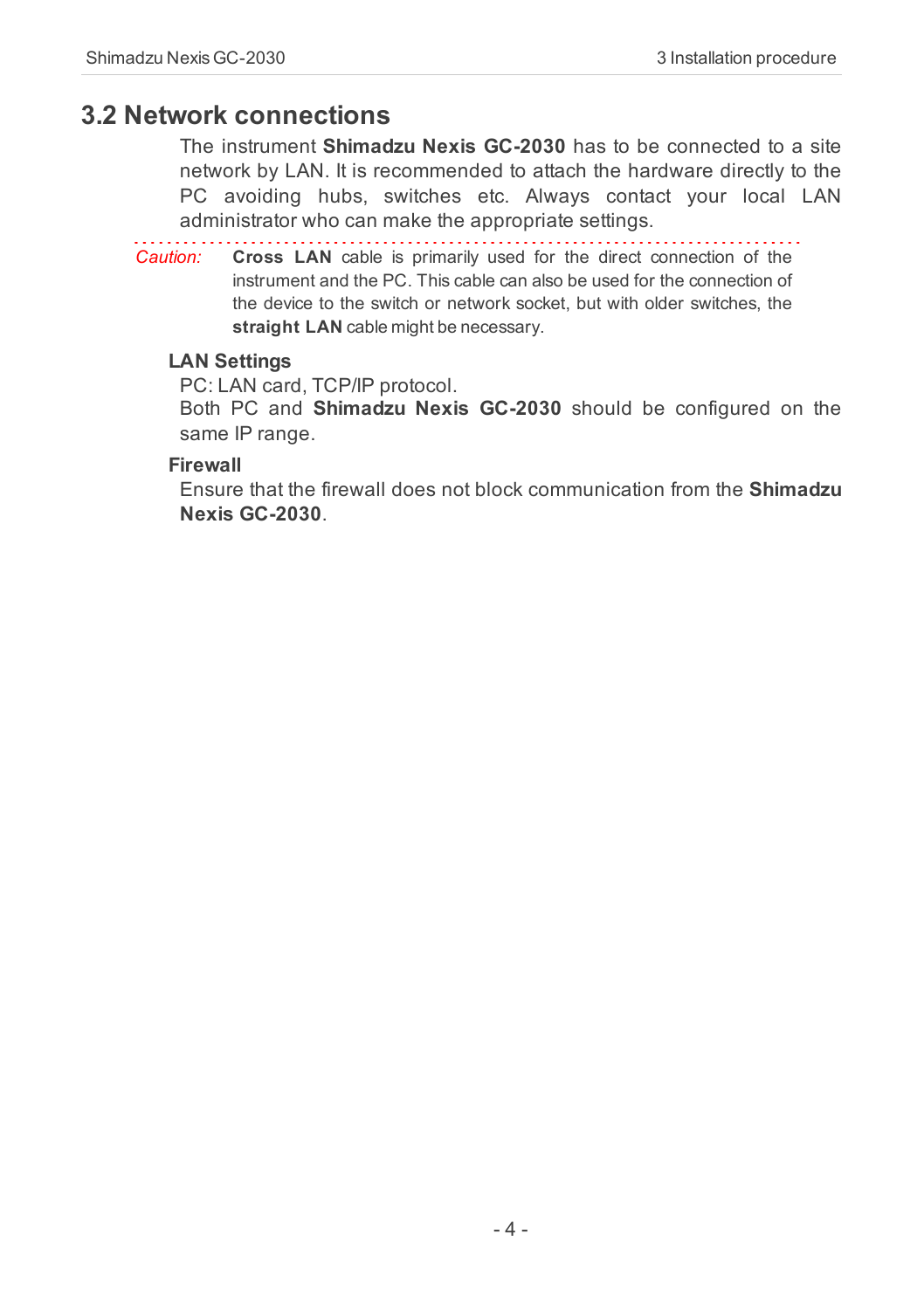## 3.2 Network connections

The instrument **Shimadzu Nexis GC-2030** has to be connected to a site network by LAN. It is recommended to attach the hardware directly to the PC avoiding hubs, switches etc. Always contact your local LAN administrator who can make the appropriate settings.

*Caution:* **Cross LAN** cable is primarily used for the direct connection of the instrument and the PC. This cable can also be used for the connection of the device to the switch or network socket, but with older switches, the **straight LAN** cable might be necessary.

**LAN Settings**

PC: LAN card, TCP/IP protocol.
Both PC and **Shimadzu Nexis GC-2030** should be configured on the same IP range.

**Firewall**

Ensure that the firewall does not block communication from the **Shimadzu Nexis GC-2030**.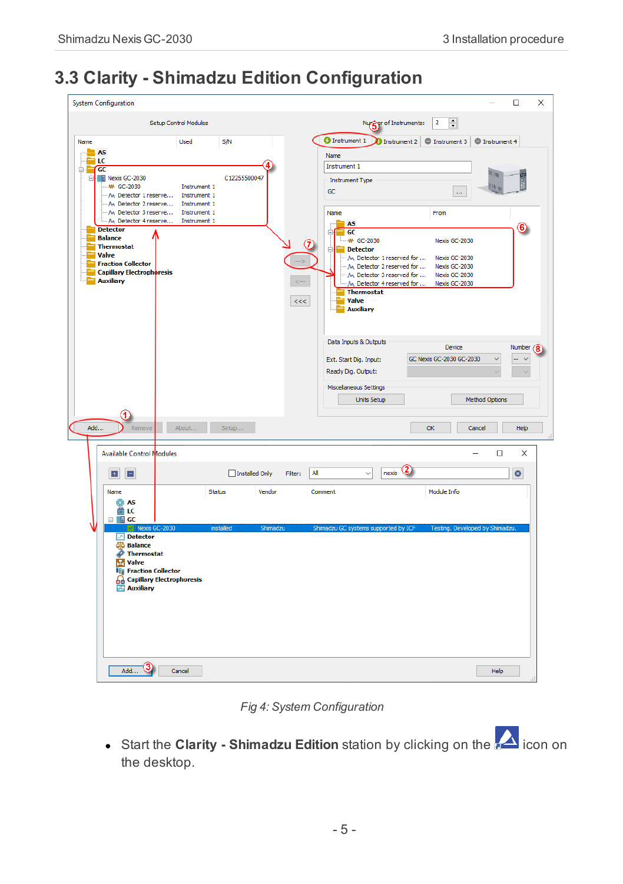## 3.3 Clarity - Shimadzu Edition Configuration

*Fig 4: System Configuration*

- Start the **Clarity - Shimadzu Edition** station by clicking on the icon on the desktop.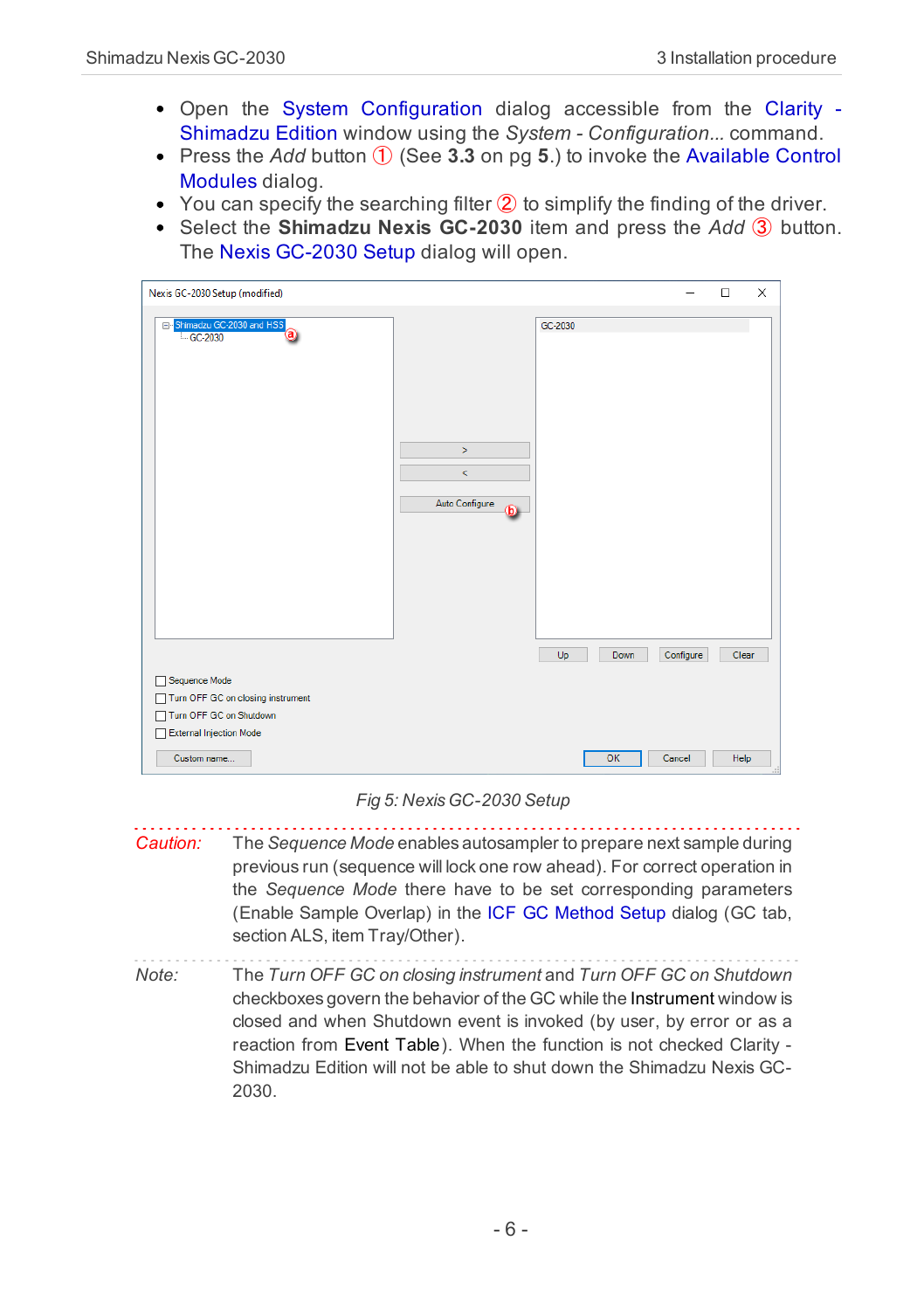- Open the System Configuration dialog accessible from the Clarity - Shimadzu Edition window using the *System - Configuration...* command.
- Press the *Add* button ① (See **3.3** on pg **5**.) to invoke the Available Control Modules dialog.
- You can specify the searching filter ② to simplify the finding of the driver.
- Select the **Shimadzu Nexis GC-2030** item and press the *Add* ③ button. The Nexis GC-2030 Setup dialog will open.

*Fig 5: Nexis GC-2030 Setup*

*Caution:* The *Sequence Mode* enables autosampler to prepare next sample during previous run (sequence will lock one row ahead). For correct operation in the *Sequence Mode* there have to be set corresponding parameters (Enable Sample Overlap) in the ICF GC Method Setup dialog (GC tab, section ALS, item Tray/Other).

*Note:* The *Turn OFF GC on closing instrument* and *Turn OFF GC on Shutdown* checkboxes govern the behavior of the GC while the Instrument window is closed and when Shutdown event is invoked (by user, by error or as a reaction from Event Table). When the function is not checked Clarity - Shimadzu Edition will not be able to shut down the Shimadzu Nexis GC-2030.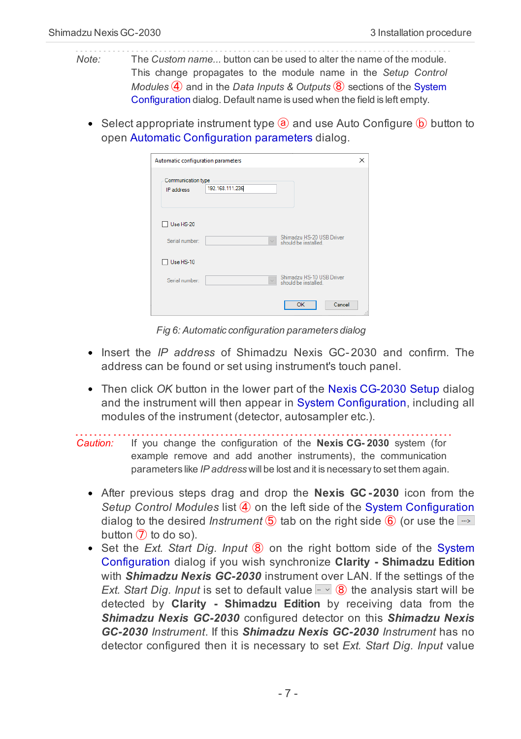*Note:* The *Custom name...* button can be used to alter the name of the module. This change propagates to the module name in the *Setup Control Modules* ④ and in the *Data Inputs & Outputs* ⑧ sections of the System Configuration dialog. Default name is used when the field is left empty.

- Select appropriate instrument type ⓐ and use Auto Configure ⓑ button to open Automatic Configuration parameters dialog.

*Fig 6: Automatic configuration parameters dialog*

- Insert the *IP address* of Shimadzu Nexis GC-2030 and confirm. The address can be found or set using instrument's touch panel.
- Then click *OK* button in the lower part of the Nexis CG-2030 Setup dialog and the instrument will then appear in System Configuration, including all modules of the instrument (detector, autosampler etc.).

*Caution:* If you change the configuration of the **Nexis CG-2030** system (for example remove and add another instruments), the communication parameters like *IP address* will be lost and it is necessary to set them again.

- After previous steps drag and drop the **Nexis GC-2030** icon from the *Setup Control Modules* list ④ on the left side of the System Configuration dialog to the desired *Instrument* ⑤ tab on the right side ⑥ (or use the --> button ⑦ to do so).
- Set the *Ext. Start Dig. Input* ⑧ on the right bottom side of the System Configuration dialog if you wish synchronize **Clarity - Shimadzu Edition** with ***Shimadzu Nexis GC-2030*** instrument over LAN. If the settings of the *Ext. Start Dig. Input* is set to default value -- ⑧ the analysis start will be detected by **Clarity - Shimadzu Edition** by receiving data from the ***Shimadzu Nexis GC-2030*** configured detector on this ***Shimadzu Nexis GC-2030*** *Instrument*. If this ***Shimadzu Nexis GC-2030*** *Instrument* has no detector configured then it is necessary to set *Ext. Start Dig. Input* value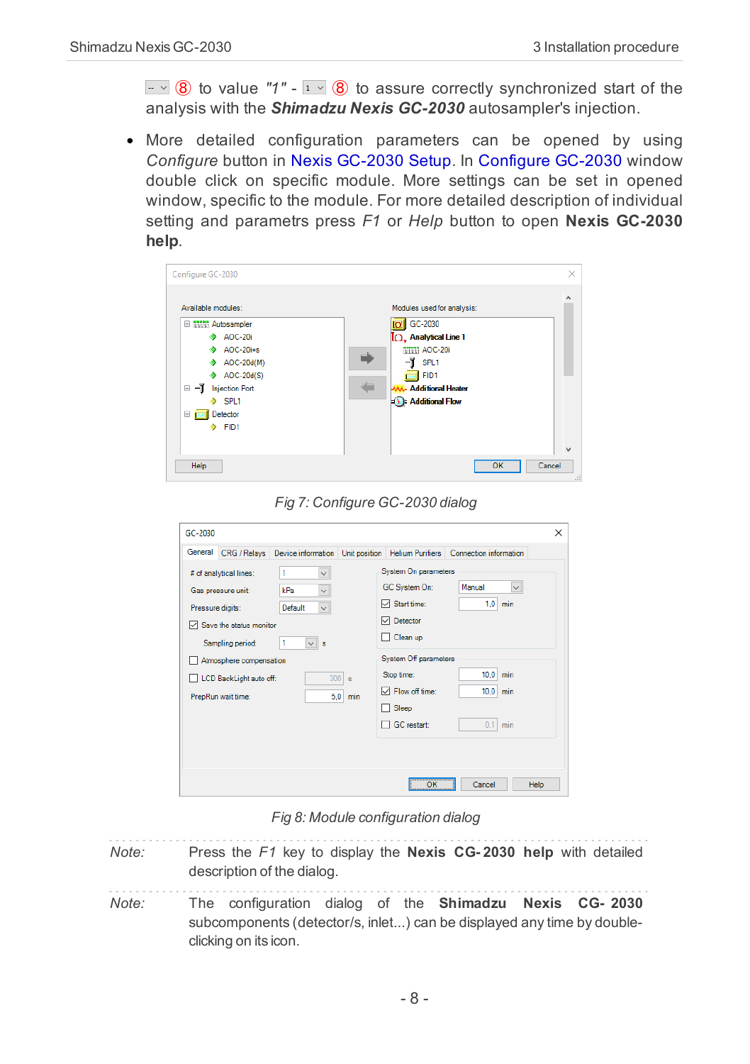-- ⑧ to value *"1"* - 1 ⑧ to assure correctly synchronized start of the analysis with the ***Shimadzu Nexis GC-2030*** autosampler's injection.

- More detailed configuration parameters can be opened by using *Configure* button in Nexis GC-2030 Setup. In Configure GC-2030 window double click on specific module. More settings can be set in opened window, specific to the module. For more detailed description of individual setting and parametrs press *F1* or *Help* button to open **Nexis GC-2030 help**.

*Fig 7: Configure GC-2030 dialog*

*Fig 8: Module configuration dialog*

*Note:* Press the *F1* key to display the **Nexis CG-2030 help** with detailed description of the dialog.

*Note:* The configuration dialog of the **Shimadzu Nexis CG- 2030** subcomponents (detector/s, inlet...) can be displayed any time by double-clicking on its icon.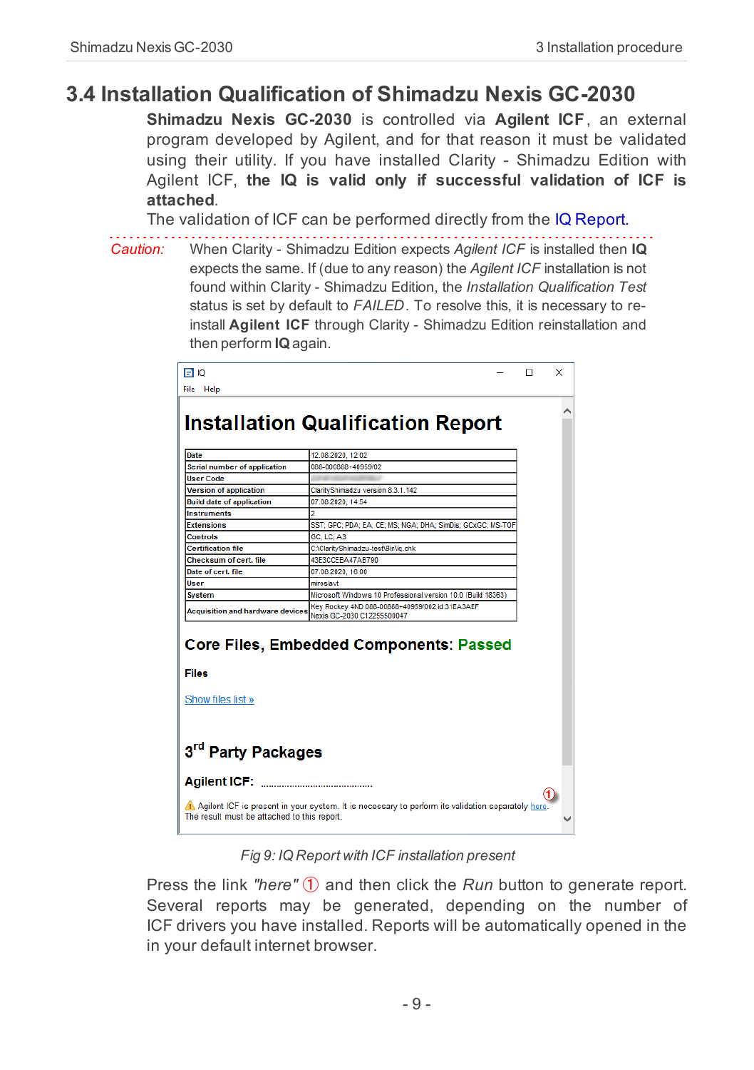## 3.4 Installation Qualification of Shimadzu Nexis GC-2030

**Shimadzu Nexis GC-2030** is controlled via **Agilent ICF**, an external program developed by Agilent, and for that reason it must be validated using their utility. If you have installed Clarity - Shimadzu Edition with Agilent ICF, **the IQ is valid only if successful validation of ICF is attached**.

The validation of ICF can be performed directly from the IQ Report.

*Caution:* When Clarity - Shimadzu Edition expects *Agilent ICF* is installed then **IQ** expects the same. If (due to any reason) the *Agilent ICF* installation is not found within Clarity - Shimadzu Edition, the *Installation Qualification Test* status is set by default to *FAILED*. To resolve this, it is necessary to re-install **Agilent ICF** through Clarity - Shimadzu Edition reinstallation and then perform **IQ** again.

IQ

File Help

# Installation Qualification Report

| Date | 12.08.2020, 12:02 |
|---|---|
| Serial number of application | 088-000888+40959/02 |
| User Code | |
| Version of application | ClarityShimadzu version 8.3.1.142 |
| Build date of application | 07.08.2020, 14:54 |
| Instruments | 2 |
| Extensions | SST; GPC; PDA; EA; CE; MS; NGA; DHA; SimDis; GCxGC; MS-TOF |
| Controls | GC, LC, AS |
| Certification file | C:\ClarityShimadzu-test\Bin\iq.chk |
| Checksum of cert. file | 43E3CCEBA47AB790 |
| Date of cert. file | 07.08.2020, 16:00 |
| User | miroslavt |
| System | Microsoft Windows 10 Professional version 10.0 (Build 18363) |
| Acquisition and hardware devices | Key Rockey 4ND 088-00888+40959/002 id 31EA3AEF<br>Nexis GC-2030 C12255500047 |

**Core Files, Embedded Components: Passed**

**Files**

Show files list »

**3rd Party Packages**

**Agilent ICF:** ..........................................

⚠ Agilent ICF is present in your system. It is necessary to perform its validation separately here. ①
The result must be attached to this report.

*Fig 9: IQ Report with ICF installation present*

Press the link *"here"* ① and then click the *Run* button to generate report. Several reports may be generated, depending on the number of ICF drivers you have installed. Reports will be automatically opened in the in your default internet browser.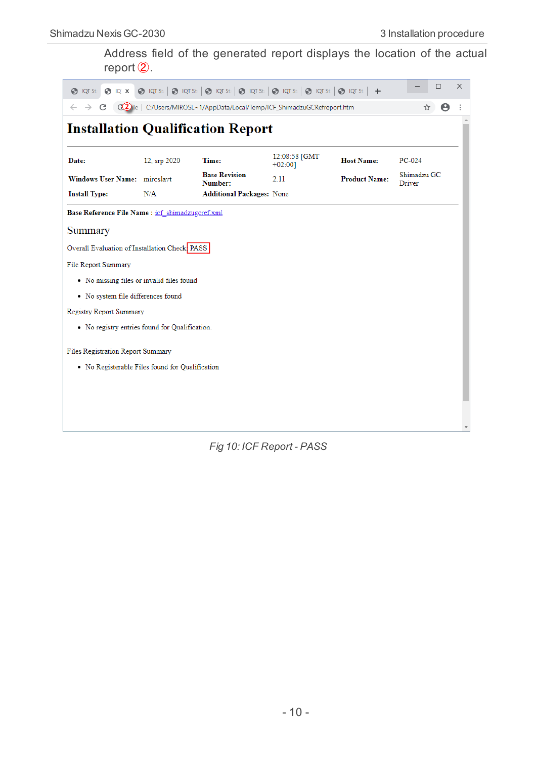Address field of the generated report displays the location of the actual report ②.

File | C:/Users/MIROSL~1/AppData/Local/Temp/ICF_ShimadzuGCRefreport.htm

# Installation Qualification Report

| | | | | | |
|---|---|---|---|---|---|
| **Date:** | 12, srp 2020 | **Time:** | 12:08:58 [GMT +02:00] | **Host Name:** | PC-024 |
| **Windows User Name:** | miroslavt | **Base Revision Number:** | 2.11 | **Product Name:** | Shimadzu GC Driver |
| **Install Type:** | N/A | **Additional Packages:** | None | | |

**Base Reference File Name :** icf_shimadzugcref.xml

## Summary

Overall Evaluation of Installation Check PASS

File Report Summary

- No missing files or invalid files found
- No system file differences found

Registry Report Summary

- No registry entries found for Qualification.

Files Registration Report Summary

- No Registerable Files found for Qualification

*Fig 10: ICF Report - PASS*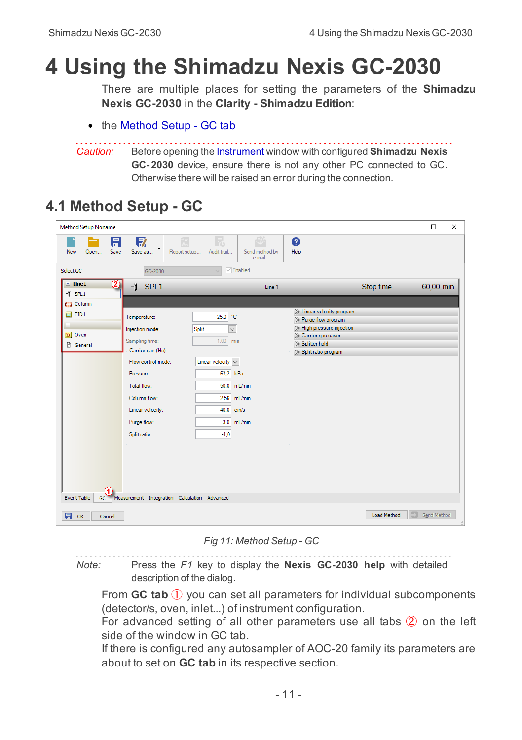# 4 Using the Shimadzu Nexis GC-2030

There are multiple places for setting the parameters of the **Shimadzu Nexis GC-2030** in the **Clarity - Shimadzu Edition**:

- the Method Setup - GC tab

*Caution:* Before opening the Instrument window with configured **Shimadzu Nexis GC-2030** device, ensure there is not any other PC connected to GC. Otherwise there will be raised an error during the connection.

## 4.1 Method Setup - GC

*Fig 11: Method Setup - GC*

*Note:* Press the *F1* key to display the **Nexis GC-2030 help** with detailed description of the dialog.

From **GC tab** ① you can set all parameters for individual subcomponents (detector/s, oven, inlet...) of instrument configuration.

For advanced setting of all other parameters use all tabs ② on the left side of the window in GC tab.

If there is configured any autosampler of AOC-20 family its parameters are about to set on **GC tab** in its respective section.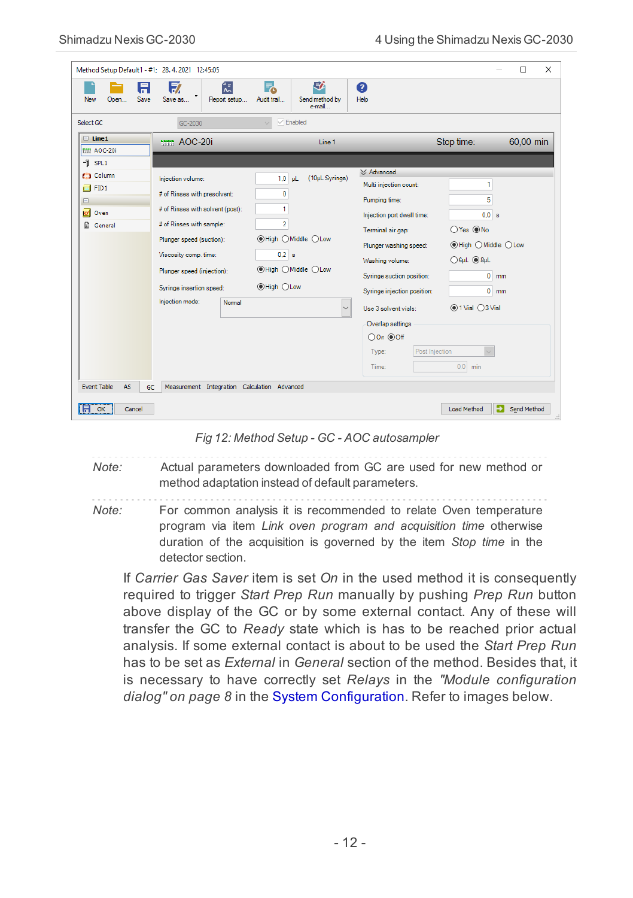*Fig 12: Method Setup - GC - AOC autosampler*

*Note:* Actual parameters downloaded from GC are used for new method or method adaptation instead of default parameters.

*Note:* For common analysis it is recommended to relate Oven temperature program via item *Link oven program and acquisition time* otherwise duration of the acquisition is governed by the item *Stop time* in the detector section.

If *Carrier Gas Saver* item is set *On* in the used method it is consequently required to trigger *Start Prep Run* manually by pushing *Prep Run* button above display of the GC or by some external contact. Any of these will transfer the GC to *Ready* state which is has to be reached prior actual analysis. If some external contact is about to be used the *Start Prep Run* has to be set as *External* in *General* section of the method. Besides that, it is necessary to have correctly set *Relays* in the *"Module configuration dialog" on page 8* in the System Configuration. Refer to images below.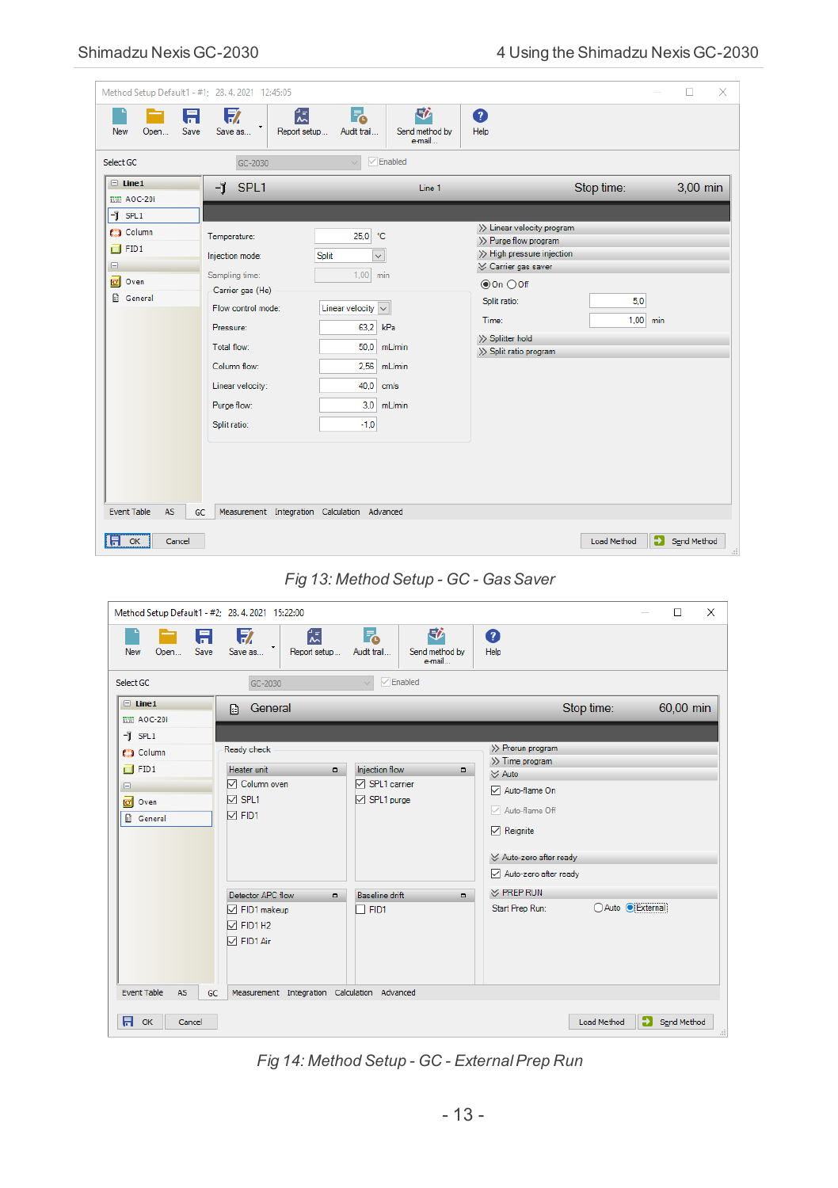Fig 13: Method Setup - GC - Gas Saver

Fig 14: Method Setup - GC - External Prep Run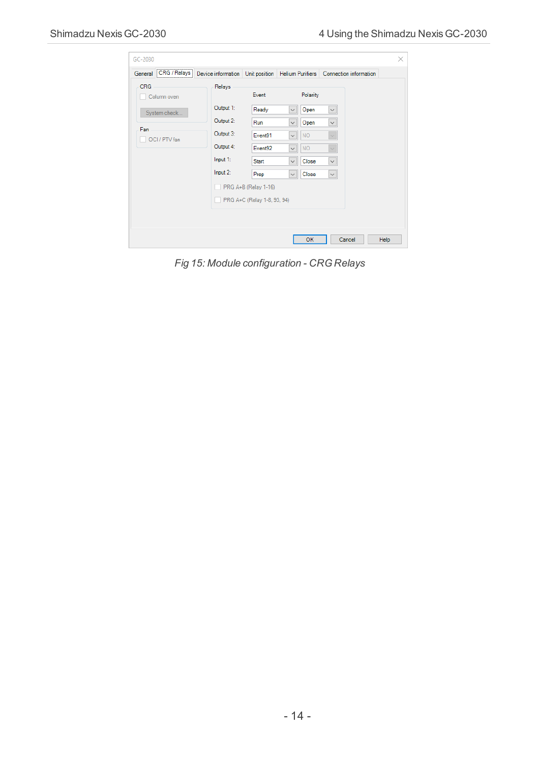*Fig 15: Module configuration - CRG Relays*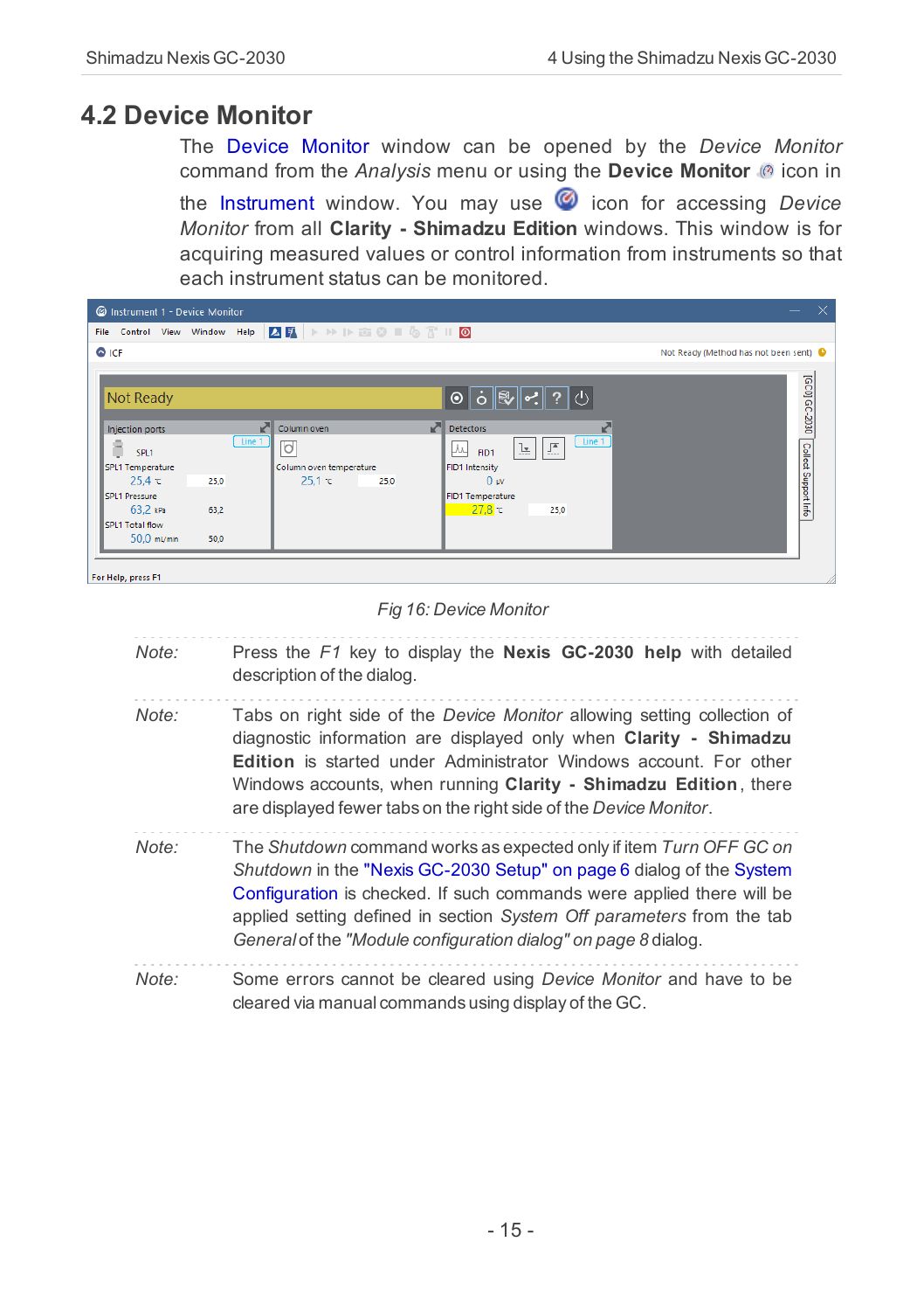## 4.2 Device Monitor

The Device Monitor window can be opened by the *Device Monitor* command from the *Analysis* menu or using the **Device Monitor** icon in the Instrument window. You may use icon for accessing *Device Monitor* from all **Clarity - Shimadzu Edition** windows. This window is for acquiring measured values or control information from instruments so that each instrument status can be monitored.

*Fig 16: Device Monitor*

*Note:* Press the *F1* key to display the **Nexis GC-2030 help** with detailed description of the dialog.

*Note:* Tabs on right side of the *Device Monitor* allowing setting collection of diagnostic information are displayed only when **Clarity - Shimadzu Edition** is started under Administrator Windows account. For other Windows accounts, when running **Clarity - Shimadzu Edition**, there are displayed fewer tabs on the right side of the *Device Monitor*.

*Note:* The *Shutdown* command works as expected only if item *Turn OFF GC on Shutdown* in the "Nexis GC-2030 Setup" on page 6 dialog of the System Configuration is checked. If such commands were applied there will be applied setting defined in section *System Off parameters* from the tab *General* of the *"Module configuration dialog" on page 8* dialog.

*Note:* Some errors cannot be cleared using *Device Monitor* and have to be cleared via manual commands using display of the GC.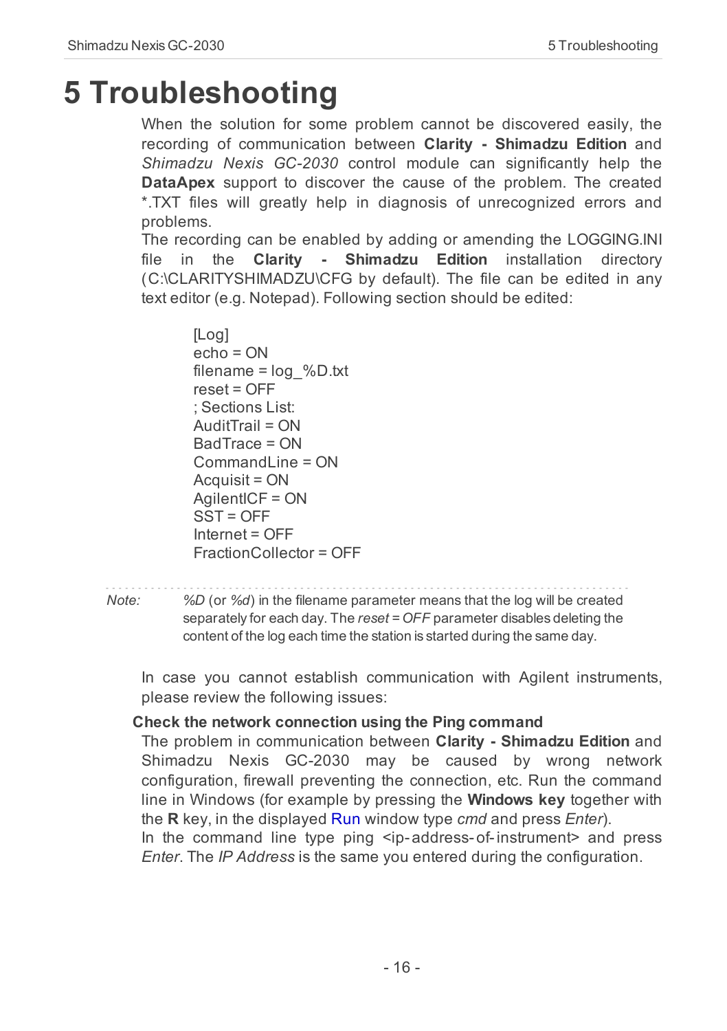# 5 Troubleshooting

When the solution for some problem cannot be discovered easily, the recording of communication between **Clarity - Shimadzu Edition** and *Shimadzu Nexis GC-2030* control module can significantly help the **DataApex** support to discover the cause of the problem. The created *.TXT files will greatly help in diagnosis of unrecognized errors and problems.

The recording can be enabled by adding or amending the LOGGING.INI file in the **Clarity - Shimadzu Edition** installation directory (C:\CLARITYSHIMADZU\CFG by default). The file can be edited in any text editor (e.g. Notepad). Following section should be edited:

```
[Log]
echo = ON
filename = log_%D.txt
reset = OFF
; Sections List:
AuditTrail = ON
BadTrace = ON
CommandLine = ON
Acquisit = ON
AgilentICF = ON
SST = OFF
Internet = OFF
FractionCollector = OFF
```

*Note:* *%D* (or *%d*) in the filename parameter means that the log will be created separately for each day. The *reset = OFF* parameter disables deleting the content of the log each time the station is started during the same day.

In case you cannot establish communication with Agilent instruments, please review the following issues:

**Check the network connection using the Ping command**

The problem in communication between **Clarity - Shimadzu Edition** and Shimadzu Nexis GC-2030 may be caused by wrong network configuration, firewall preventing the connection, etc. Run the command line in Windows (for example by pressing the **Windows key** together with the **R** key, in the displayed Run window type *cmd* and press *Enter*).

In the command line type ping <ip-address-of-instrument> and press *Enter*. The *IP Address* is the same you entered during the configuration.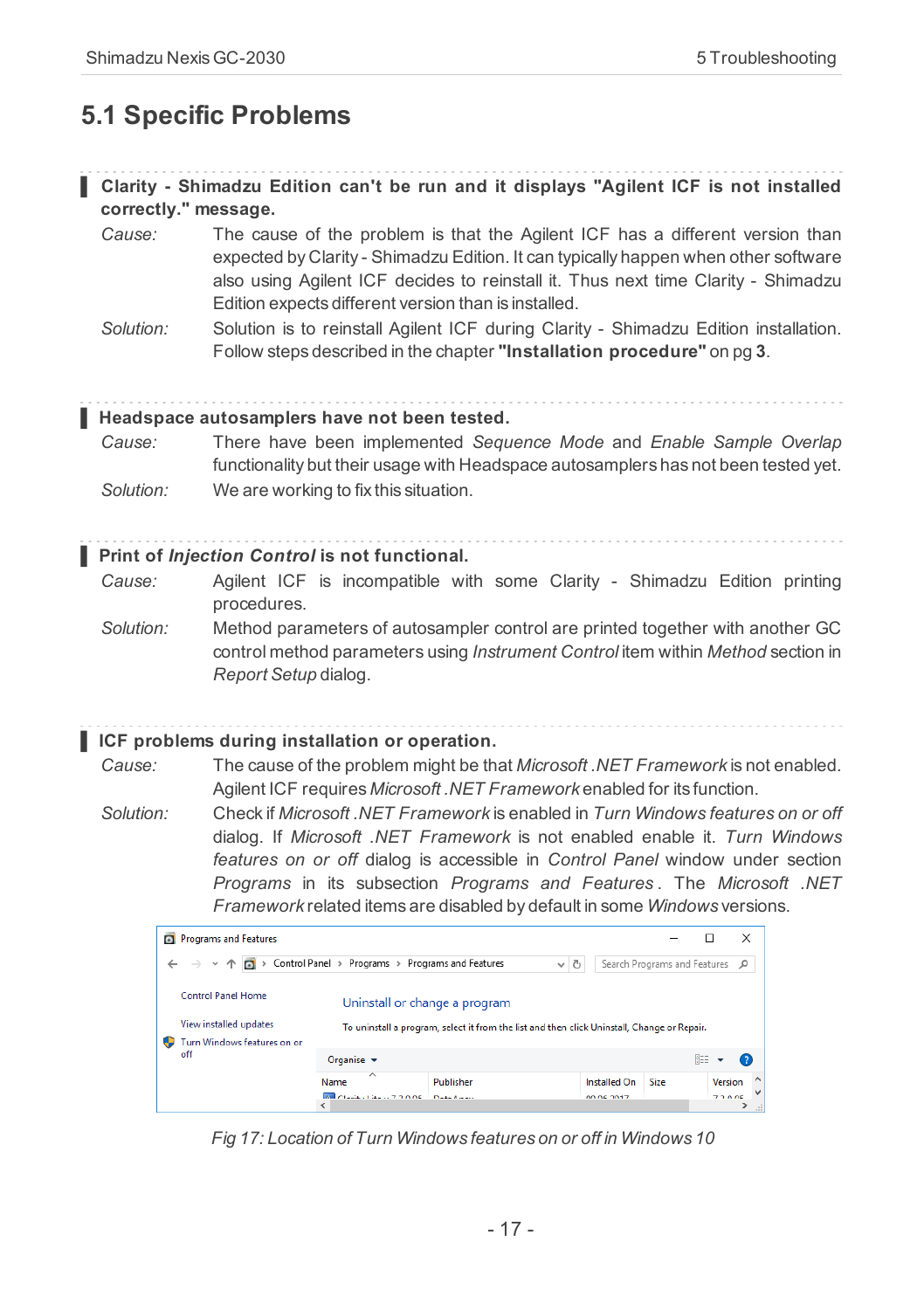## 5.1 Specific Problems

**Clarity - Shimadzu Edition can't be run and it displays "Agilent ICF is not installed correctly." message.**

*Cause:* The cause of the problem is that the Agilent ICF has a different version than expected by Clarity - Shimadzu Edition. It can typically happen when other software also using Agilent ICF decides to reinstall it. Thus next time Clarity - Shimadzu Edition expects different version than is installed.

*Solution:* Solution is to reinstall Agilent ICF during Clarity - Shimadzu Edition installation. Follow steps described in the chapter **"Installation procedure"** on pg **3**.

**Headspace autosamplers have not been tested.**

*Cause:* There have been implemented *Sequence Mode* and *Enable Sample Overlap* functionality but their usage with Headspace autosamplers has not been tested yet.

*Solution:* We are working to fix this situation.

**Print of *Injection Control* is not functional.**

*Cause:* Agilent ICF is incompatible with some Clarity - Shimadzu Edition printing procedures.

*Solution:* Method parameters of autosampler control are printed together with another GC control method parameters using *Instrument Control* item within *Method* section in *Report Setup* dialog.

**ICF problems during installation or operation.**

*Cause:* The cause of the problem might be that *Microsoft .NET Framework* is not enabled. Agilent ICF requires *Microsoft .NET Framework* enabled for its function.

*Solution:* Check if *Microsoft .NET Framework* is enabled in *Turn Windows features on or off* dialog. If *Microsoft .NET Framework* is not enabled enable it. *Turn Windows features on or off* dialog is accessible in *Control Panel* window under section *Programs* in its subsection *Programs and Features*. The *Microsoft .NET Framework* related items are disabled by default in some *Windows* versions.

*Fig 17: Location of Turn Windows features on or off in Windows 10*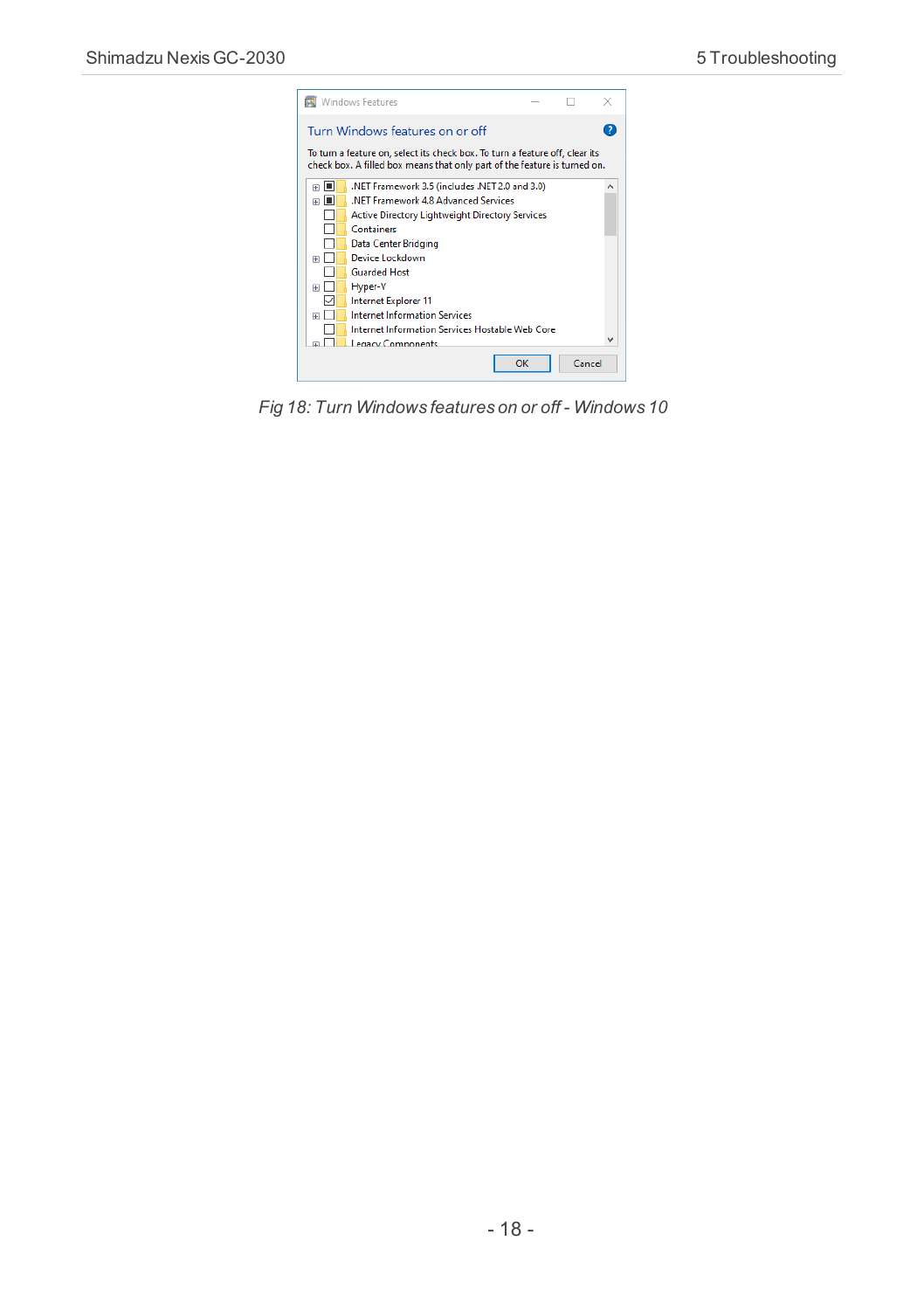Windows Features

Turn Windows features on or off

To turn a feature on, select its check box. To turn a feature off, clear its check box. A filled box means that only part of the feature is turned on.

.NET Framework 3.5 (includes .NET 2.0 and 3.0)
.NET Framework 4.8 Advanced Services
Active Directory Lightweight Directory Services
Containers
Data Center Bridging
Device Lockdown
Guarded Host
Hyper-V
Internet Explorer 11
Internet Information Services
Internet Information Services Hostable Web Core
Legacy Components

OK
Cancel

*Fig 18: Turn Windows features on or off - Windows 10*